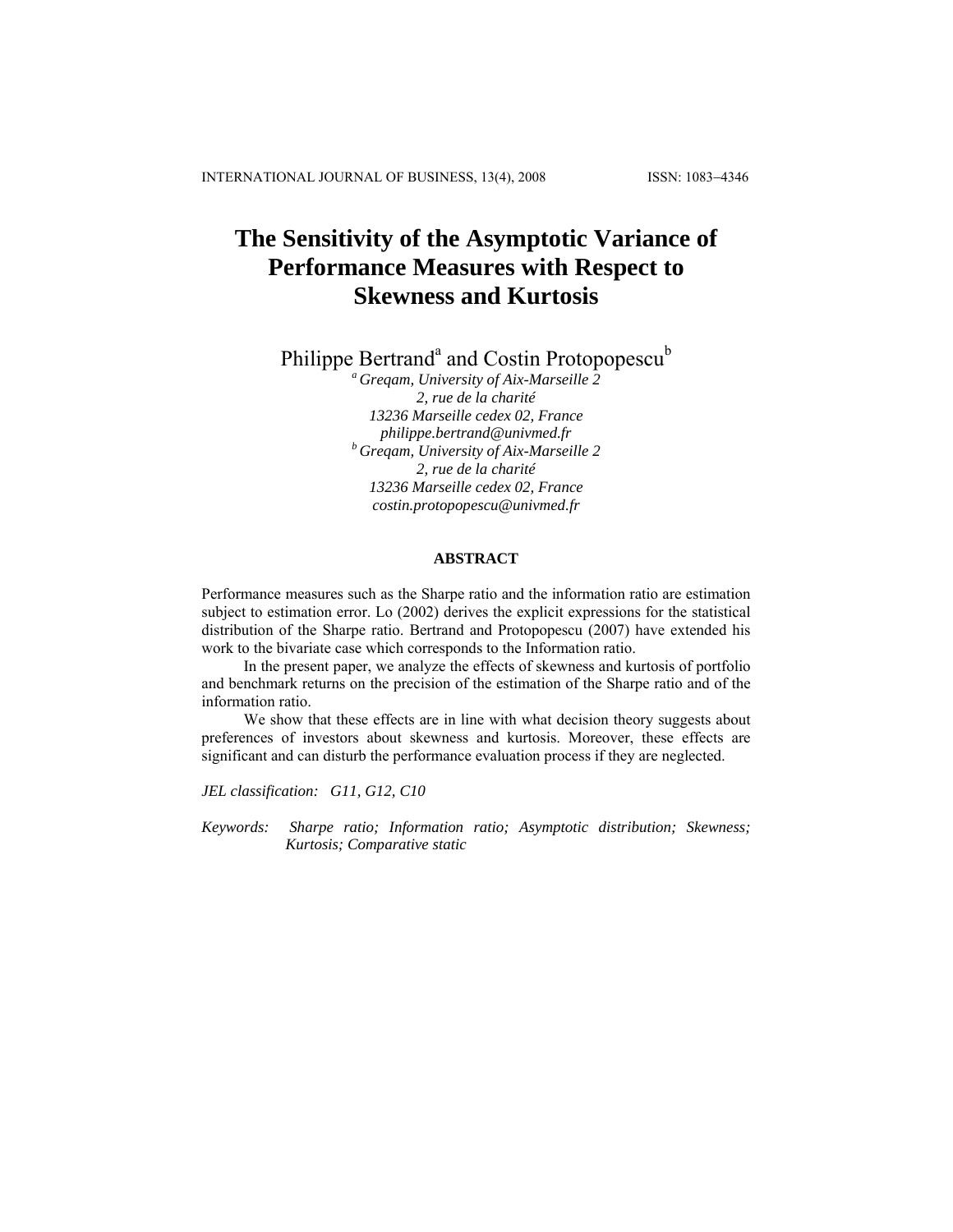# The Sensitivity of the Asymptotic Variance of Performance Measures with Respect to Skewness and Kurtosis

Philippe Bertrand[a] and Costin Protopopescu[b]

[a] *Greqam, University of Aix-Marseille 2*
*2, rue de la charité*
*13236 Marseille cedex 02, France*
*philippe.bertrand@univmed.fr*

[b] *Greqam, University of Aix-Marseille 2*
*2, rue de la charité*
*13236 Marseille cedex 02, France*
*costin.protopopescu@univmed.fr*

## ABSTRACT

Performance measures such as the Sharpe ratio and the information ratio are estimation subject to estimation error. Lo (2002) derives the explicit expressions for the statistical distribution of the Sharpe ratio. Bertrand and Protopopescu (2007) have extended his work to the bivariate case which corresponds to the Information ratio.

In the present paper, we analyze the effects of skewness and kurtosis of portfolio and benchmark returns on the precision of the estimation of the Sharpe ratio and of the information ratio.

We show that these effects are in line with what decision theory suggests about preferences of investors about skewness and kurtosis. Moreover, these effects are significant and can disturb the performance evaluation process if they are neglected.

*JEL classification: G11, G12, C10*

*Keywords: Sharpe ratio; Information ratio; Asymptotic distribution; Skewness; Kurtosis; Comparative static*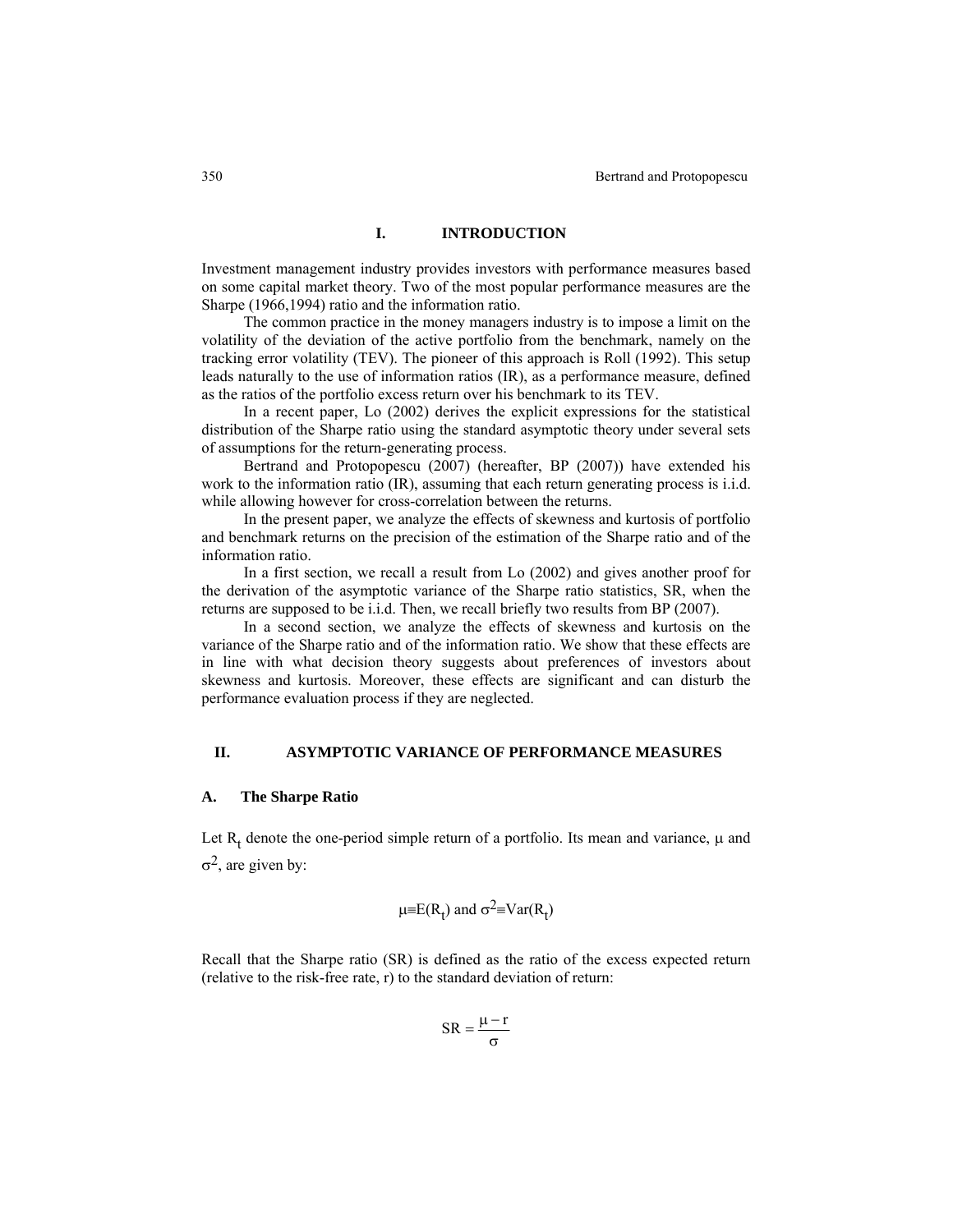## I. INTRODUCTION

Investment management industry provides investors with performance measures based on some capital market theory. Two of the most popular performance measures are the Sharpe (1966,1994) ratio and the information ratio.

The common practice in the money managers industry is to impose a limit on the volatility of the deviation of the active portfolio from the benchmark, namely on the tracking error volatility (TEV). The pioneer of this approach is Roll (1992). This setup leads naturally to the use of information ratios (IR), as a performance measure, defined as the ratios of the portfolio excess return over his benchmark to its TEV.

In a recent paper, Lo (2002) derives the explicit expressions for the statistical distribution of the Sharpe ratio using the standard asymptotic theory under several sets of assumptions for the return-generating process.

Bertrand and Protopopescu (2007) (hereafter, BP (2007)) have extended his work to the information ratio (IR), assuming that each return generating process is i.i.d. while allowing however for cross-correlation between the returns.

In the present paper, we analyze the effects of skewness and kurtosis of portfolio and benchmark returns on the precision of the estimation of the Sharpe ratio and of the information ratio.

In a first section, we recall a result from Lo (2002) and gives another proof for the derivation of the asymptotic variance of the Sharpe ratio statistics, SR, when the returns are supposed to be i.i.d. Then, we recall briefly two results from BP (2007).

In a second section, we analyze the effects of skewness and kurtosis on the variance of the Sharpe ratio and of the information ratio. We show that these effects are in line with what decision theory suggests about preferences of investors about skewness and kurtosis. Moreover, these effects are significant and can disturb the performance evaluation process if they are neglected.

## II. ASYMPTOTIC VARIANCE OF PERFORMANCE MEASURES

### A. The Sharpe Ratio

Let $R_t$ denote the one-period simple return of a portfolio. Its mean and variance, $\mu$ and $\sigma^2$, are given by:

$$\mu \equiv E(R_t) \text{ and } \sigma^2 \equiv Var(R_t)$$

Recall that the Sharpe ratio (SR) is defined as the ratio of the excess expected return (relative to the risk-free rate, r) to the standard deviation of return:

$$SR = \frac{\mu - r}{\sigma}$$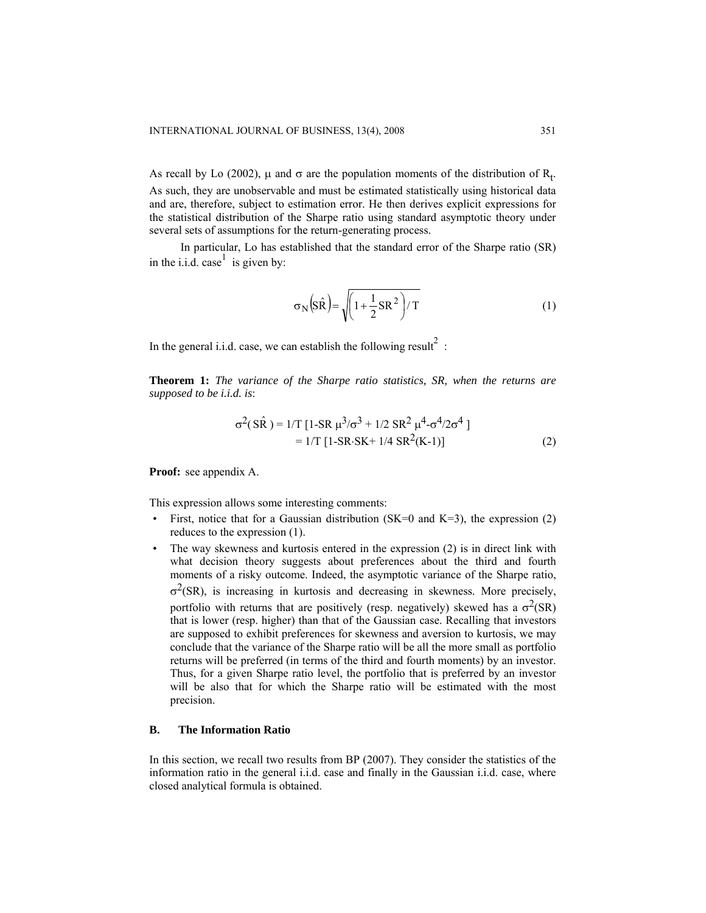As recall by Lo (2002), $\mu$ and $\sigma$ are the population moments of the distribution of $R_t$. As such, they are unobservable and must be estimated statistically using historical data and are, therefore, subject to estimation error. He then derives explicit expressions for the statistical distribution of the Sharpe ratio using standard asymptotic theory under several sets of assumptions for the return-generating process.

In particular, Lo has established that the standard error of the Sharpe ratio (SR) in the i.i.d. case[1] is given by:

$$\sigma_N\left(\hat{SR}\right) = \sqrt{\left(1 + \frac{1}{2} SR^2\right) / T} \tag{1}$$

In the general i.i.d. case, we can establish the following result[2] :

**Theorem 1:** *The variance of the Sharpe ratio statistics, SR, when the returns are supposed to be i.i.d. is*:

$$\begin{aligned}\sigma^2(\hat{SR}) &= 1/T\ [1 - SR\ \mu^3/\sigma^3 + 1/2\ SR^2\ \mu^4 - \sigma^4/2\sigma^4\ ] \\ &= 1/T\ [1 - SR \cdot SK + 1/4\ SR^2 (K-1)]\end{aligned} \tag{2}$$

**Proof:** see appendix A.

This expression allows some interesting comments:

- First, notice that for a Gaussian distribution (SK=0 and K=3), the expression (2) reduces to the expression (1).
- The way skewness and kurtosis entered in the expression (2) is in direct link with what decision theory suggests about preferences about the third and fourth moments of a risky outcome. Indeed, the asymptotic variance of the Sharpe ratio, $\sigma^2$(SR), is increasing in kurtosis and decreasing in skewness. More precisely, portfolio with returns that are positively (resp. negatively) skewed has a $\sigma^2$(SR) that is lower (resp. higher) than that of the Gaussian case. Recalling that investors are supposed to exhibit preferences for skewness and aversion to kurtosis, we may conclude that the variance of the Sharpe ratio will be all the more small as portfolio returns will be preferred (in terms of the third and fourth moments) by an investor. Thus, for a given Sharpe ratio level, the portfolio that is preferred by an investor will be also that for which the Sharpe ratio will be estimated with the most precision.

### B. The Information Ratio

In this section, we recall two results from BP (2007). They consider the statistics of the information ratio in the general i.i.d. case and finally in the Gaussian i.i.d. case, where closed analytical formula is obtained.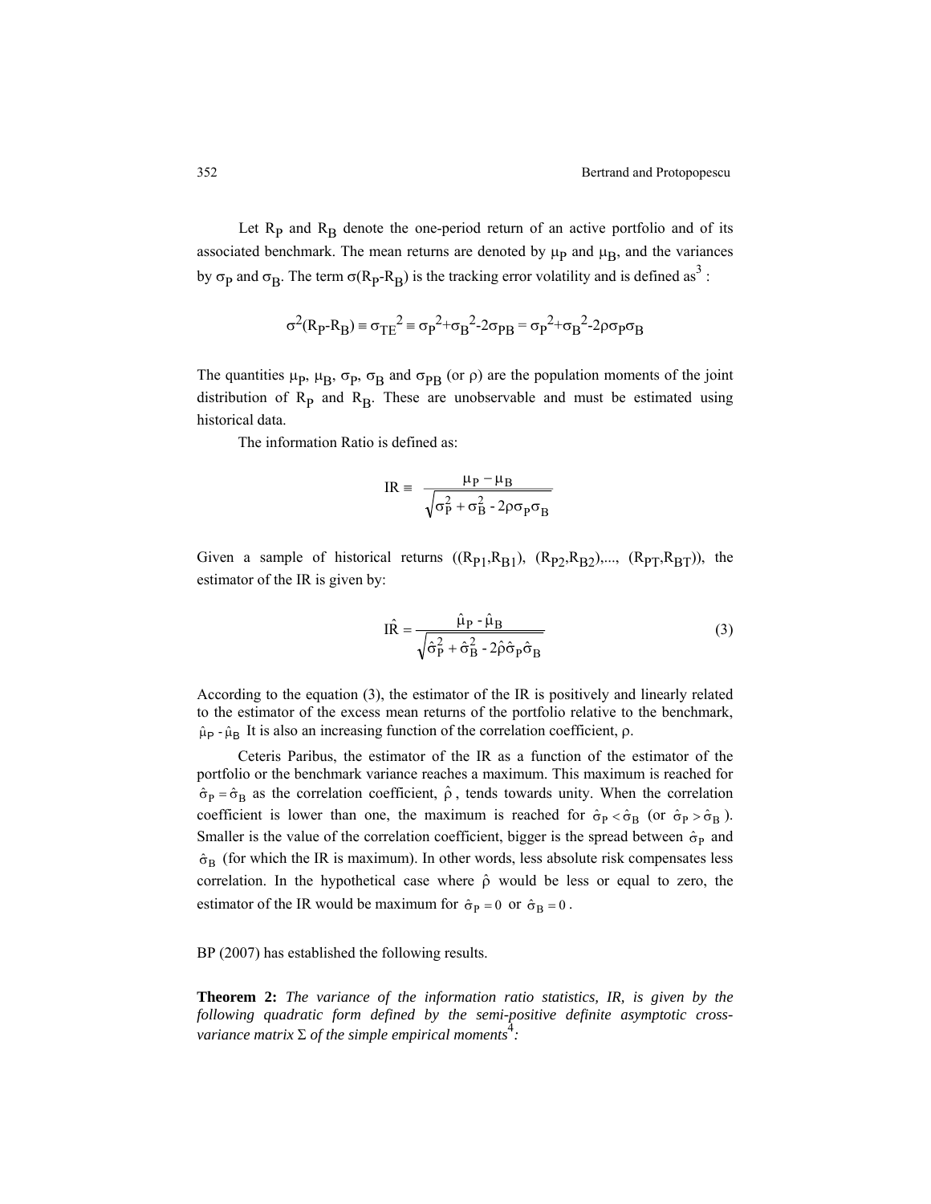Let $R_P$ and $R_B$ denote the one-period return of an active portfolio and of its associated benchmark. The mean returns are denoted by $\mu_P$ and $\mu_B$, and the variances by $\sigma_P$ and $\sigma_B$. The term $\sigma(R_P\text{-}R_B)$ is the tracking error volatility and is defined as[3] :

$$\sigma^2(R_P\text{-}R_B) \equiv \sigma_{TE}{}^2 \equiv \sigma_P{}^2+\sigma_B{}^2\text{-}2\sigma_{PB} = \sigma_P{}^2+\sigma_B{}^2\text{-}2\rho\sigma_P\sigma_B$$

The quantities $\mu_P$, $\mu_B$, $\sigma_P$, $\sigma_B$ and $\sigma_{PB}$ (or $\rho$) are the population moments of the joint distribution of $R_P$ and $R_B$. These are unobservable and must be estimated using historical data.

The information Ratio is defined as:

$$\mathrm{IR} \equiv \frac{\mu_P - \mu_B}{\sqrt{\sigma_P^2 + \sigma_B^2 \text{ - } 2\rho\sigma_P\sigma_B}}$$

Given a sample of historical returns $((R_{P1},R_{B1}), (R_{P2},R_{B2}),..., (R_{PT},R_{BT}))$, the estimator of the IR is given by:

$$\hat{\mathrm{IR}} = \frac{\hat{\mu}_P \text{ - } \hat{\mu}_B}{\sqrt{\hat{\sigma}_P^2 + \hat{\sigma}_B^2 \text{ - } 2\hat{\rho}\hat{\sigma}_P\hat{\sigma}_B}} \tag{3}$$

According to the equation (3), the estimator of the IR is positively and linearly related to the estimator of the excess mean returns of the portfolio relative to the benchmark, $\hat{\mu}_P \text{ - } \hat{\mu}_B$ It is also an increasing function of the correlation coefficient, $\rho$.

Ceteris Paribus, the estimator of the IR as a function of the estimator of the portfolio or the benchmark variance reaches a maximum. This maximum is reached for $\hat{\sigma}_P = \hat{\sigma}_B$ as the correlation coefficient, $\hat{\rho}$, tends towards unity. When the correlation coefficient is lower than one, the maximum is reached for $\hat{\sigma}_P < \hat{\sigma}_B$ (or $\hat{\sigma}_P > \hat{\sigma}_B$ ). Smaller is the value of the correlation coefficient, bigger is the spread between $\hat{\sigma}_P$ and $\hat{\sigma}_B$ (for which the IR is maximum). In other words, less absolute risk compensates less correlation. In the hypothetical case where $\hat{\rho}$ would be less or equal to zero, the estimator of the IR would be maximum for $\hat{\sigma}_P = 0$ or $\hat{\sigma}_B = 0$ .

BP (2007) has established the following results.

**Theorem 2:** *The variance of the information ratio statistics, IR, is given by the following quadratic form defined by the semi-positive definite asymptotic cross-variance matrix $\Sigma$ of the simple empirical moments*[4]*:*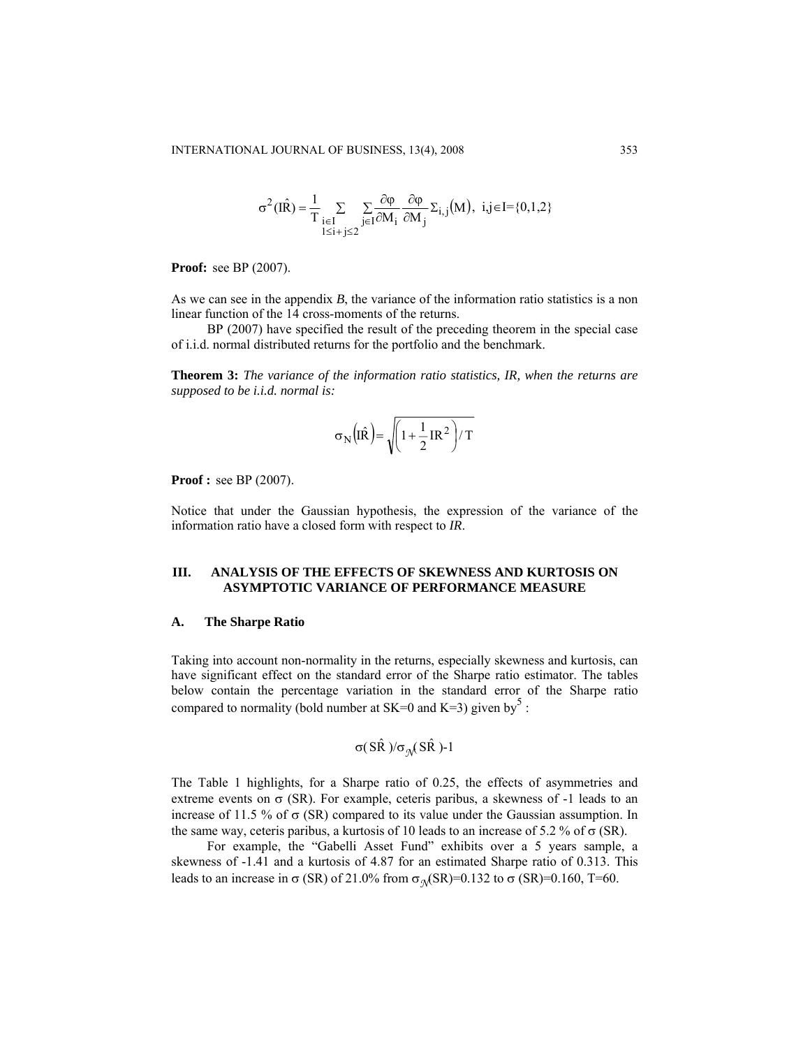$$\sigma^2(\hat{IR}) = \frac{1}{T} \sum_{\substack{i \in I \\ 1 \le i+j \le 2}} \sum_{j \in I} \frac{\partial \varphi}{\partial M_i} \frac{\partial \varphi}{\partial M_j} \Sigma_{i,j}(M), \; i,j \in I=\{0,1,2\}$$

**Proof:** see BP (2007).

As we can see in the appendix *B*, the variance of the information ratio statistics is a non linear function of the 14 cross-moments of the returns.

BP (2007) have specified the result of the preceding theorem in the special case of i.i.d. normal distributed returns for the portfolio and the benchmark.

**Theorem 3:** *The variance of the information ratio statistics, IR, when the returns are supposed to be i.i.d. normal is:*

$$\sigma_N(\hat{IR}) = \sqrt{\left(1 + \frac{1}{2} IR^2\right) / T}$$

**Proof :** see BP (2007).

Notice that under the Gaussian hypothesis, the expression of the variance of the information ratio have a closed form with respect to *IR*.

## III. ANALYSIS OF THE EFFECTS OF SKEWNESS AND KURTOSIS ON ASYMPTOTIC VARIANCE OF PERFORMANCE MEASURE

### A. The Sharpe Ratio

Taking into account non-normality in the returns, especially skewness and kurtosis, can have significant effect on the standard error of the Sharpe ratio estimator. The tables below contain the percentage variation in the standard error of the Sharpe ratio compared to normality (bold number at SK=0 and K=3) given by[5] :

$$\sigma(\hat{SR})/\sigma_{\mathcal{N}}(\hat{SR})-1$$

The Table 1 highlights, for a Sharpe ratio of 0.25, the effects of asymmetries and extreme events on $\sigma$ (SR). For example, ceteris paribus, a skewness of -1 leads to an increase of 11.5 % of $\sigma$ (SR) compared to its value under the Gaussian assumption. In the same way, ceteris paribus, a kurtosis of 10 leads to an increase of 5.2 % of $\sigma$ (SR).

For example, the "Gabelli Asset Fund" exhibits over a 5 years sample, a skewness of -1.41 and a kurtosis of 4.87 for an estimated Sharpe ratio of 0.313. This leads to an increase in $\sigma$ (SR) of 21.0% from $\sigma_{\mathcal{N}}$(SR)=0.132 to $\sigma$ (SR)=0.160, T=60.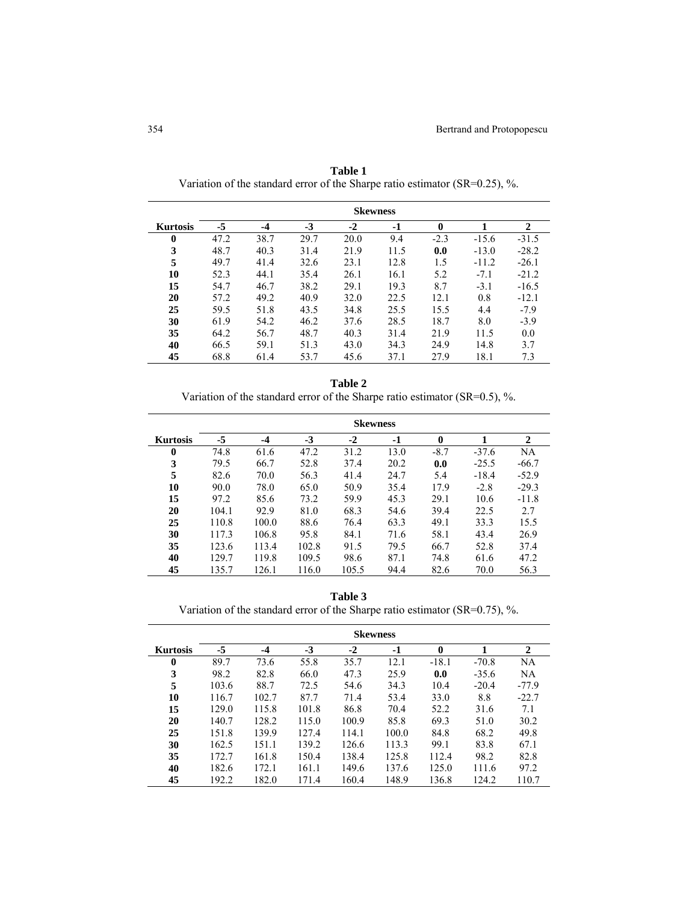**Table 1**

Variation of the standard error of the Sharpe ratio estimator (SR=0.25), %.

| | **Skewness** | | | | | | | |
|---|---|---|---|---|---|---|---|---|
| **Kurtosis** | **-5** | **-4** | **-3** | **-2** | **-1** | **0** | **1** | **2** |
| **0** | 47.2 | 38.7 | 29.7 | 20.0 | 9.4 | -2.3 | -15.6 | -31.5 |
| **3** | 48.7 | 40.3 | 31.4 | 21.9 | 11.5 | **0.0** | -13.0 | -28.2 |
| **5** | 49.7 | 41.4 | 32.6 | 23.1 | 12.8 | 1.5 | -11.2 | -26.1 |
| **10** | 52.3 | 44.1 | 35.4 | 26.1 | 16.1 | 5.2 | -7.1 | -21.2 |
| **15** | 54.7 | 46.7 | 38.2 | 29.1 | 19.3 | 8.7 | -3.1 | -16.5 |
| **20** | 57.2 | 49.2 | 40.9 | 32.0 | 22.5 | 12.1 | 0.8 | -12.1 |
| **25** | 59.5 | 51.8 | 43.5 | 34.8 | 25.5 | 15.5 | 4.4 | -7.9 |
| **30** | 61.9 | 54.2 | 46.2 | 37.6 | 28.5 | 18.7 | 8.0 | -3.9 |
| **35** | 64.2 | 56.7 | 48.7 | 40.3 | 31.4 | 21.9 | 11.5 | 0.0 |
| **40** | 66.5 | 59.1 | 51.3 | 43.0 | 34.3 | 24.9 | 14.8 | 3.7 |
| **45** | 68.8 | 61.4 | 53.7 | 45.6 | 37.1 | 27.9 | 18.1 | 7.3 |

**Table 2**

Variation of the standard error of the Sharpe ratio estimator (SR=0.5), %.

| | **Skewness** | | | | | | | |
|---|---|---|---|---|---|---|---|---|
| **Kurtosis** | **-5** | **-4** | **-3** | **-2** | **-1** | **0** | **1** | **2** |
| **0** | 74.8 | 61.6 | 47.2 | 31.2 | 13.0 | -8.7 | -37.6 | NA |
| **3** | 79.5 | 66.7 | 52.8 | 37.4 | 20.2 | **0.0** | -25.5 | -66.7 |
| **5** | 82.6 | 70.0 | 56.3 | 41.4 | 24.7 | 5.4 | -18.4 | -52.9 |
| **10** | 90.0 | 78.0 | 65.0 | 50.9 | 35.4 | 17.9 | -2.8 | -29.3 |
| **15** | 97.2 | 85.6 | 73.2 | 59.9 | 45.3 | 29.1 | 10.6 | -11.8 |
| **20** | 104.1 | 92.9 | 81.0 | 68.3 | 54.6 | 39.4 | 22.5 | 2.7 |
| **25** | 110.8 | 100.0 | 88.6 | 76.4 | 63.3 | 49.1 | 33.3 | 15.5 |
| **30** | 117.3 | 106.8 | 95.8 | 84.1 | 71.6 | 58.1 | 43.4 | 26.9 |
| **35** | 123.6 | 113.4 | 102.8 | 91.5 | 79.5 | 66.7 | 52.8 | 37.4 |
| **40** | 129.7 | 119.8 | 109.5 | 98.6 | 87.1 | 74.8 | 61.6 | 47.2 |
| **45** | 135.7 | 126.1 | 116.0 | 105.5 | 94.4 | 82.6 | 70.0 | 56.3 |

**Table 3**

Variation of the standard error of the Sharpe ratio estimator (SR=0.75), %.

| | **Skewness** | | | | | | | |
|---|---|---|---|---|---|---|---|---|
| **Kurtosis** | **-5** | **-4** | **-3** | **-2** | **-1** | **0** | **1** | **2** |
| **0** | 89.7 | 73.6 | 55.8 | 35.7 | 12.1 | -18.1 | -70.8 | NA |
| **3** | 98.2 | 82.8 | 66.0 | 47.3 | 25.9 | **0.0** | -35.6 | NA |
| **5** | 103.6 | 88.7 | 72.5 | 54.6 | 34.3 | 10.4 | -20.4 | -77.9 |
| **10** | 116.7 | 102.7 | 87.7 | 71.4 | 53.4 | 33.0 | 8.8 | -22.7 |
| **15** | 129.0 | 115.8 | 101.8 | 86.8 | 70.4 | 52.2 | 31.6 | 7.1 |
| **20** | 140.7 | 128.2 | 115.0 | 100.9 | 85.8 | 69.3 | 51.0 | 30.2 |
| **25** | 151.8 | 139.9 | 127.4 | 114.1 | 100.0 | 84.8 | 68.2 | 49.8 |
| **30** | 162.5 | 151.1 | 139.2 | 126.6 | 113.3 | 99.1 | 83.8 | 67.1 |
| **35** | 172.7 | 161.8 | 150.4 | 138.4 | 125.8 | 112.4 | 98.2 | 82.8 |
| **40** | 182.6 | 172.1 | 161.1 | 149.6 | 137.6 | 125.0 | 111.6 | 97.2 |
| **45** | 192.2 | 182.0 | 171.4 | 160.4 | 148.9 | 136.8 | 124.2 | 110.7 |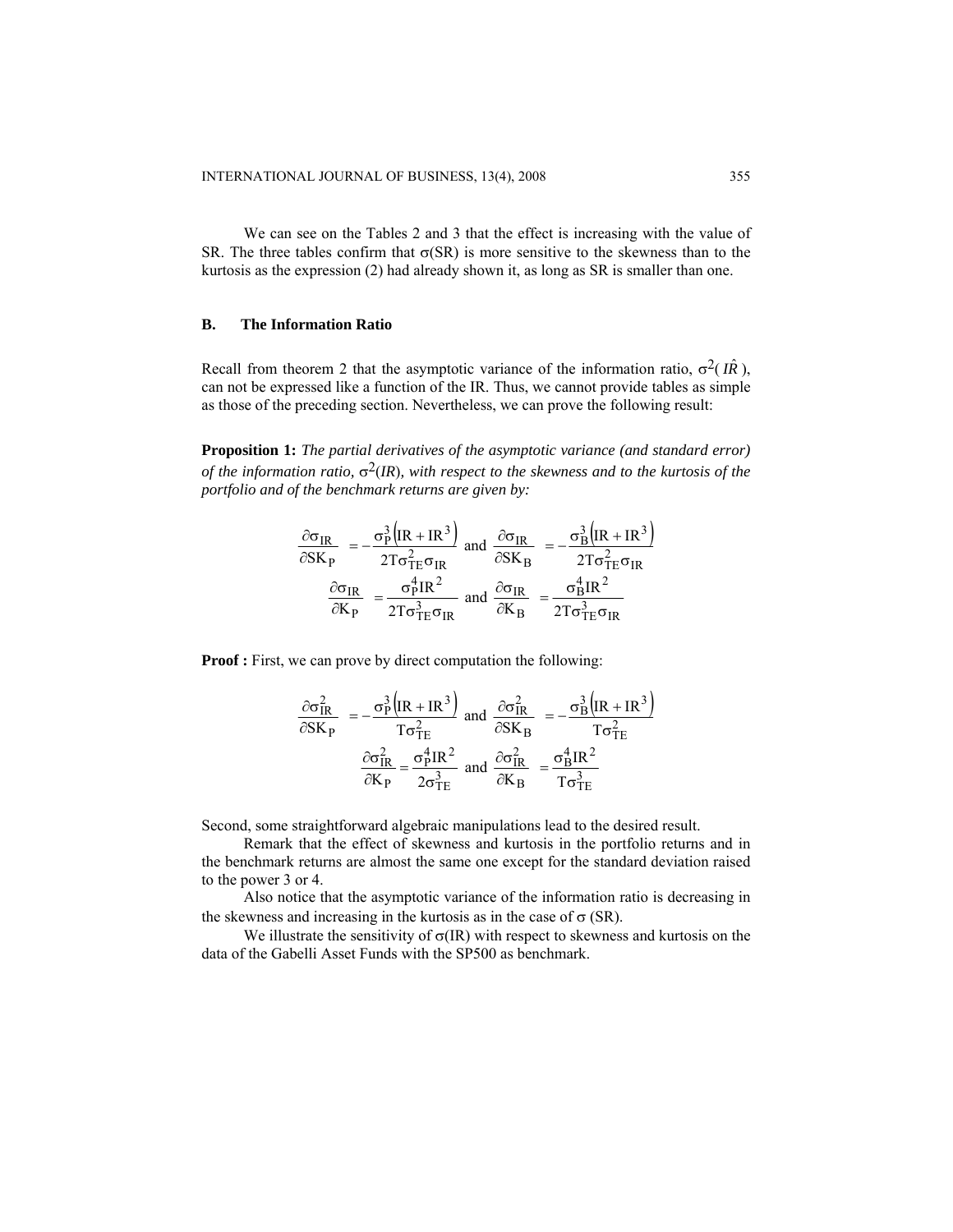We can see on the Tables 2 and 3 that the effect is increasing with the value of SR. The three tables confirm that $\sigma(SR)$ is more sensitive to the skewness than to the kurtosis as the expression (2) had already shown it, as long as SR is smaller than one.

### B. The Information Ratio

Recall from theorem 2 that the asymptotic variance of the information ratio, $\sigma^2(\hat{IR})$, can not be expressed like a function of the IR. Thus, we cannot provide tables as simple as those of the preceding section. Nevertheless, we can prove the following result:

**Proposition 1:** *The partial derivatives of the asymptotic variance (and standard error) of the information ratio, $\sigma^2(IR)$, with respect to the skewness and to the kurtosis of the portfolio and of the benchmark returns are given by:*

$$\frac{\partial \sigma_{IR}}{\partial SK_P} = -\frac{\sigma_P^3\left(IR + IR^3\right)}{2T\sigma_{TE}^2\sigma_{IR}} \text{ and } \frac{\partial \sigma_{IR}}{\partial SK_B} = -\frac{\sigma_B^3\left(IR + IR^3\right)}{2T\sigma_{TE}^2\sigma_{IR}}$$

$$\frac{\partial \sigma_{IR}}{\partial K_P} = \frac{\sigma_P^4 IR^2}{2T\sigma_{TE}^3\sigma_{IR}} \text{ and } \frac{\partial \sigma_{IR}}{\partial K_B} = \frac{\sigma_B^4 IR^2}{2T\sigma_{TE}^3\sigma_{IR}}$$

**Proof :** First, we can prove by direct computation the following:

$$\frac{\partial \sigma_{IR}^2}{\partial SK_P} = -\frac{\sigma_P^3\left(IR + IR^3\right)}{T\sigma_{TE}^2} \text{ and } \frac{\partial \sigma_{IR}^2}{\partial SK_B} = -\frac{\sigma_B^3\left(IR + IR^3\right)}{T\sigma_{TE}^2}$$

$$\frac{\partial \sigma_{IR}^2}{\partial K_P} = \frac{\sigma_P^4 IR^2}{2\sigma_{TE}^3} \text{ and } \frac{\partial \sigma_{IR}^2}{\partial K_B} = \frac{\sigma_B^4 IR^2}{T\sigma_{TE}^3}$$

Second, some straightforward algebraic manipulations lead to the desired result.

Remark that the effect of skewness and kurtosis in the portfolio returns and in the benchmark returns are almost the same one except for the standard deviation raised to the power 3 or 4.

Also notice that the asymptotic variance of the information ratio is decreasing in the skewness and increasing in the kurtosis as in the case of $\sigma$ (SR).

We illustrate the sensitivity of $\sigma$(IR) with respect to skewness and kurtosis on the data of the Gabelli Asset Funds with the SP500 as benchmark.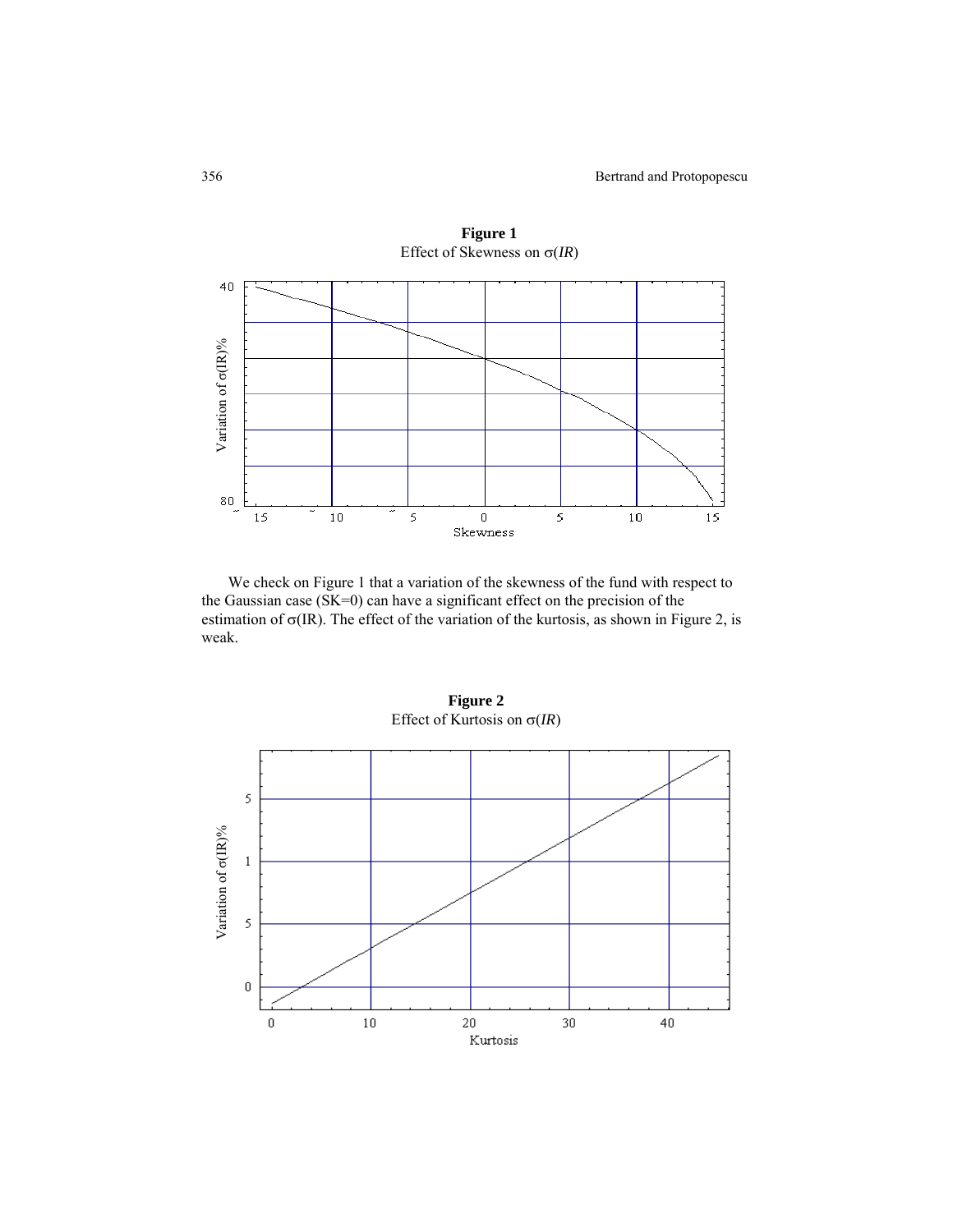**Figure 1**
Effect of Skewness on σ(*IR*)

We check on Figure 1 that a variation of the skewness of the fund with respect to the Gaussian case (SK=0) can have a significant effect on the precision of the estimation of σ(IR). The effect of the variation of the kurtosis, as shown in Figure 2, is weak.

**Figure 2**
Effect of Kurtosis on σ(*IR*)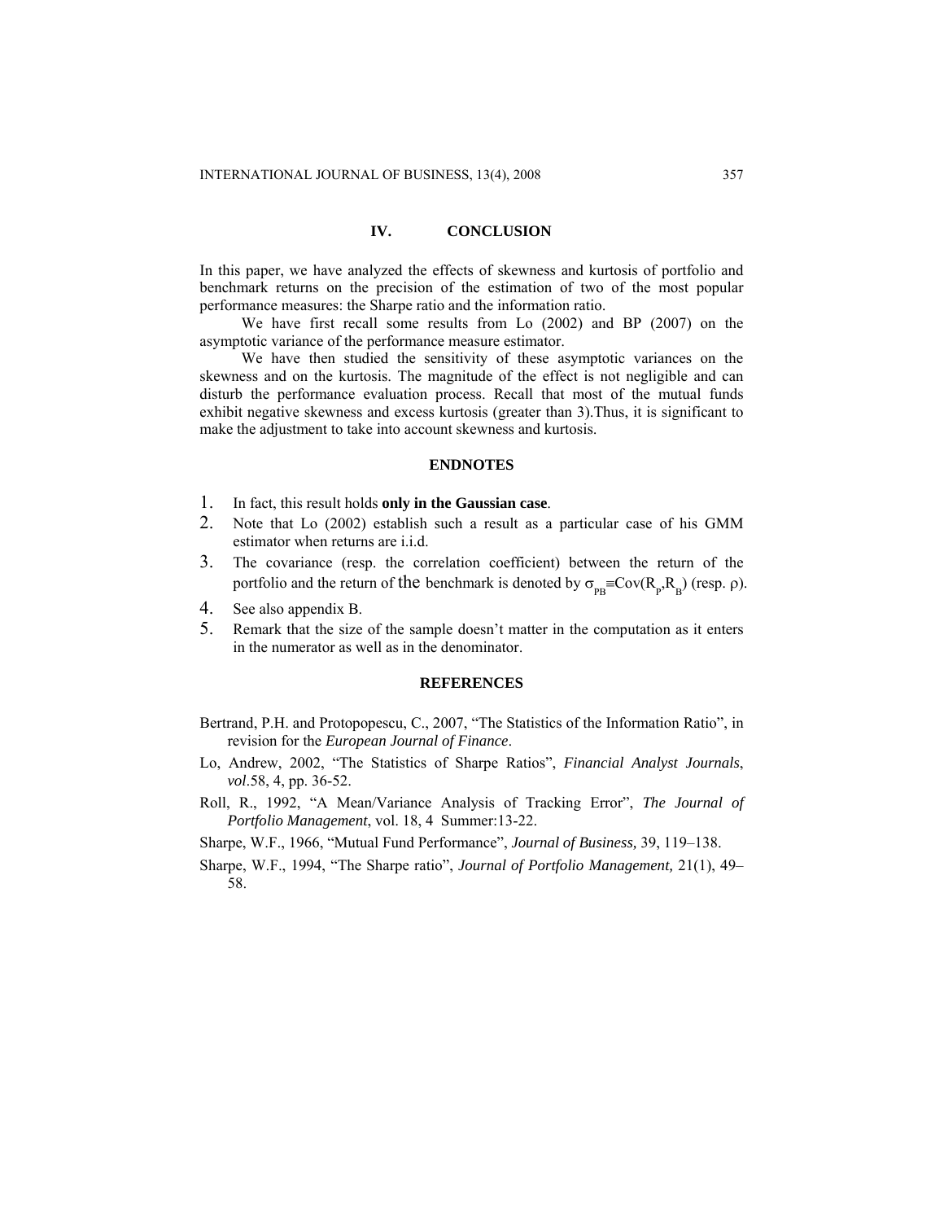## IV. CONCLUSION

In this paper, we have analyzed the effects of skewness and kurtosis of portfolio and benchmark returns on the precision of the estimation of two of the most popular performance measures: the Sharpe ratio and the information ratio.

We have first recall some results from Lo (2002) and BP (2007) on the asymptotic variance of the performance measure estimator.

We have then studied the sensitivity of these asymptotic variances on the skewness and on the kurtosis. The magnitude of the effect is not negligible and can disturb the performance evaluation process. Recall that most of the mutual funds exhibit negative skewness and excess kurtosis (greater than 3).Thus, it is significant to make the adjustment to take into account skewness and kurtosis.

## ENDNOTES

1. In fact, this result holds **only in the Gaussian case**.
2. Note that Lo (2002) establish such a result as a particular case of his GMM estimator when returns are i.i.d.
3. The covariance (resp. the correlation coefficient) between the return of the portfolio and the return of the benchmark is denoted by $\sigma_{PB} \equiv Cov(R_P, R_B)$ (resp. $\rho$).
4. See also appendix B.
5. Remark that the size of the sample doesn't matter in the computation as it enters in the numerator as well as in the denominator.

## REFERENCES

Bertrand, P.H. and Protopopescu, C., 2007, "The Statistics of the Information Ratio", in revision for the *European Journal of Finance*.

Lo, Andrew, 2002, "The Statistics of Sharpe Ratios", *Financial Analyst Journals*, *vol*.58, 4, pp. 36-52.

Roll, R., 1992, "A Mean/Variance Analysis of Tracking Error", *The Journal of Portfolio Management*, vol. 18, 4 Summer:13-22.

Sharpe, W.F., 1966, "Mutual Fund Performance", *Journal of Business,* 39, 119–138.

Sharpe, W.F., 1994, "The Sharpe ratio", *Journal of Portfolio Management,* 21(1), 49–58.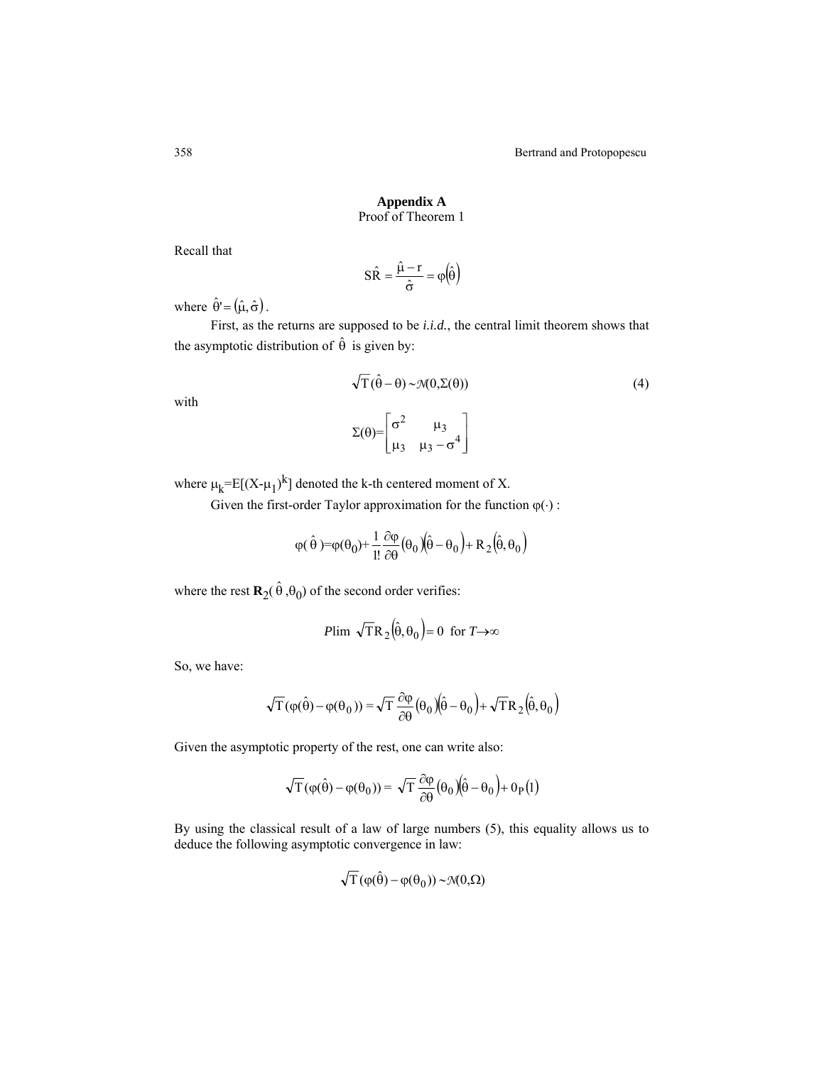## Appendix A

Proof of Theorem 1

Recall that

$$\hat{SR} = \frac{\hat{\mu} - r}{\hat{\sigma}} = \varphi(\hat{\theta})$$

where $\hat{\theta}' = (\hat{\mu}, \hat{\sigma})$.

First, as the returns are supposed to be *i.i.d.*, the central limit theorem shows that the asymptotic distribution of $\hat{\theta}$ is given by:

$$\sqrt{T}(\hat{\theta} - \theta) \sim \mathcal{N}(0, \Sigma(\theta)) \tag{4}$$

with

$$\Sigma(\theta) = \begin{bmatrix} \sigma^2 & \mu_3 \\ \mu_3 & \mu_3 - \sigma^4 \end{bmatrix}$$

where $\mu_k = E[(X - \mu_1)^k]$ denoted the k-th centered moment of X.

Given the first-order Taylor approximation for the function $\varphi(\cdot)$ :

$$\varphi(\hat{\theta}) = \varphi(\theta_0) + \frac{1}{1!}\frac{\partial \varphi}{\partial \theta}(\theta_0)(\hat{\theta} - \theta_0) + R_2(\hat{\theta}, \theta_0)$$

where the rest $\mathbf{R}_2(\hat{\theta}, \theta_0)$ of the second order verifies:

$$P\lim \sqrt{T} R_2(\hat{\theta}, \theta_0) = 0 \text{ for } T \to \infty$$

So, we have:

$$\sqrt{T}(\varphi(\hat{\theta}) - \varphi(\theta_0)) = \sqrt{T}\frac{\partial \varphi}{\partial \theta}(\theta_0)(\hat{\theta} - \theta_0) + \sqrt{T} R_2(\hat{\theta}, \theta_0)$$

Given the asymptotic property of the rest, one can write also:

$$\sqrt{T}(\varphi(\hat{\theta}) - \varphi(\theta_0)) = \sqrt{T}\frac{\partial \varphi}{\partial \theta}(\theta_0)(\hat{\theta} - \theta_0) + 0_P(1)$$

By using the classical result of a law of large numbers (5), this equality allows us to deduce the following asymptotic convergence in law:

$$\sqrt{T}(\varphi(\hat{\theta}) - \varphi(\theta_0)) \sim \mathcal{N}(0, \Omega)$$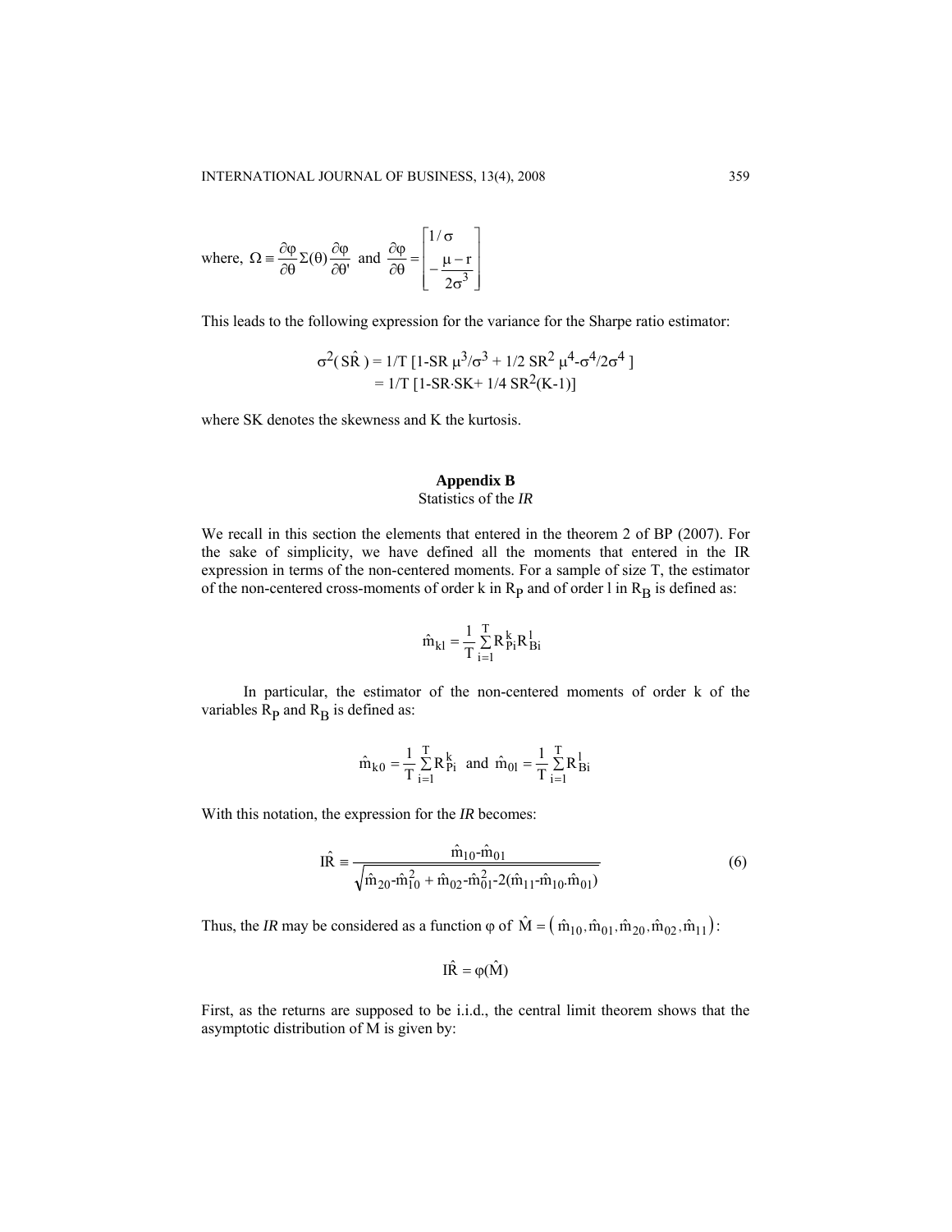where, $\Omega \equiv \frac{\partial\varphi}{\partial\theta}\Sigma(\theta)\frac{\partial\varphi}{\partial\theta'}$ and $\frac{\partial\varphi}{\partial\theta} = \begin{bmatrix} 1/\sigma \\ -\frac{\mu - r}{2\sigma^3} \end{bmatrix}$

This leads to the following expression for the variance for the Sharpe ratio estimator:

$$\sigma^2(\hat{SR}) = 1/T\,[1\text{-}SR\,\mu^3/\sigma^3 + 1/2\,SR^2\,\mu^4\text{-}\sigma^4/2\sigma^4\,]$$
$$= 1/T\,[1\text{-}SR\cdot SK + 1/4\,SR^2(K\text{-}1)]$$

where SK denotes the skewness and K the kurtosis.

## Appendix B

Statistics of the *IR*

We recall in this section the elements that entered in the theorem 2 of BP (2007). For the sake of simplicity, we have defined all the moments that entered in the IR expression in terms of the non-centered moments. For a sample of size T, the estimator of the non-centered cross-moments of order k in $R_P$ and of order l in $R_B$ is defined as:

$$\hat{m}_{kl} = \frac{1}{T}\sum_{i=1}^{T} R_{Pi}^{k} R_{Bi}^{l}$$

In particular, the estimator of the non-centered moments of order k of the variables $R_P$ and $R_B$ is defined as:

$$\hat{m}_{k0} = \frac{1}{T}\sum_{i=1}^{T} R_{Pi}^{k} \text{ and } \hat{m}_{0l} = \frac{1}{T}\sum_{i=1}^{T} R_{Bi}^{l}$$

With this notation, the expression for the *IR* becomes:

$$\hat{IR} \equiv \frac{\hat{m}_{10}\text{-}\hat{m}_{01}}{\sqrt{\hat{m}_{20}\text{-}\hat{m}_{10}^2 + \hat{m}_{02}\text{-}\hat{m}_{01}^2\text{-}2(\hat{m}_{11}\text{-}\hat{m}_{10}.\hat{m}_{01})}} \tag{6}$$

Thus, the *IR* may be considered as a function $\varphi$ of $\hat{M} = \left(\hat{m}_{10}, \hat{m}_{01}, \hat{m}_{20}, \hat{m}_{02}, \hat{m}_{11}\right)$:

$$\hat{IR} = \varphi(\hat{M})$$

First, as the returns are supposed to be i.i.d., the central limit theorem shows that the asymptotic distribution of M is given by: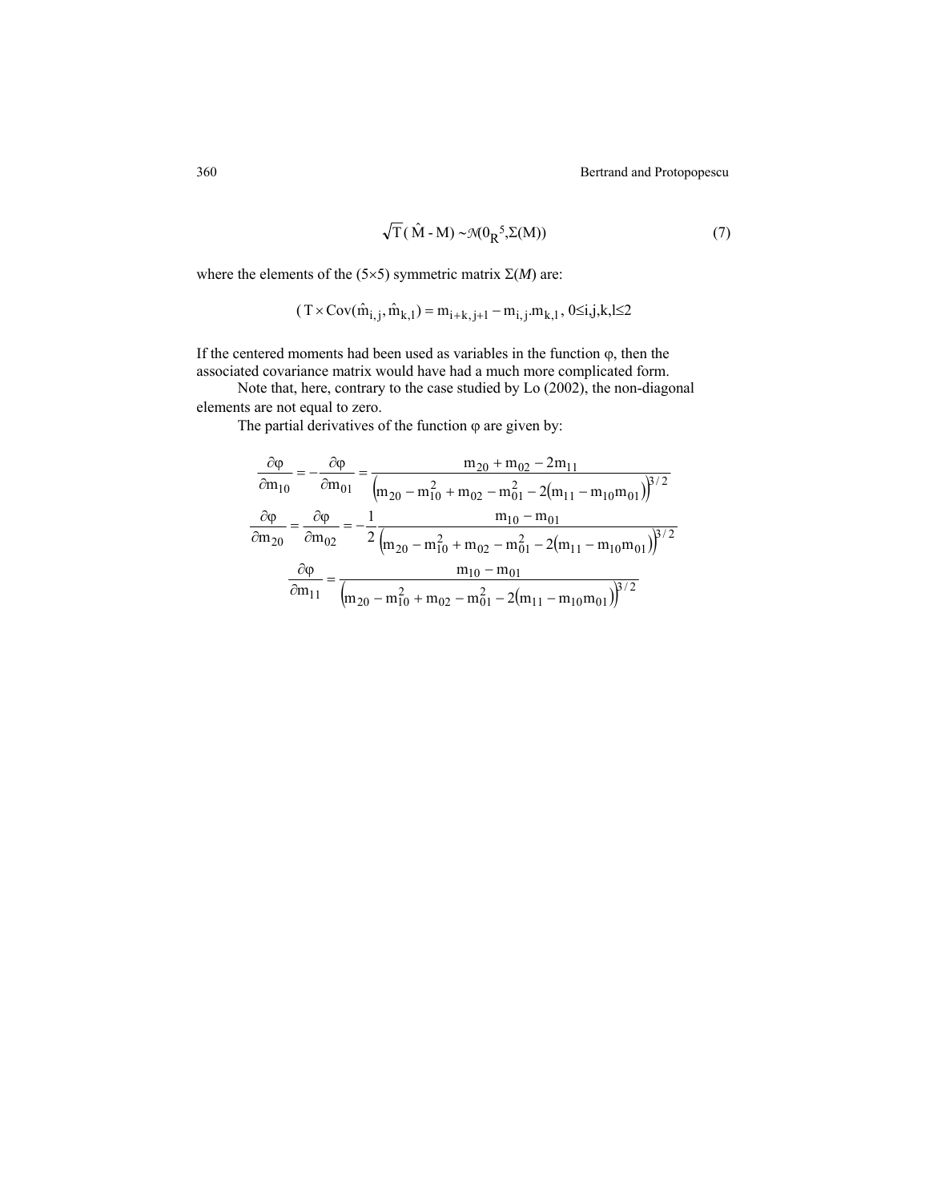$$\sqrt{T}(\hat{M} - M) \sim \mathcal{N}(0_{R^5}, \Sigma(M)) \tag{7}$$

where the elements of the (5×5) symmetric matrix $\Sigma(M)$ are:

$$(T \times \mathrm{Cov}(\hat{m}_{i,j}, \hat{m}_{k,l}) = m_{i+k,j+l} - m_{i,j}.m_{k,l}, \; 0 \leq i,j,k,l \leq 2$$

If the centered moments had been used as variables in the function φ, then the associated covariance matrix would have had a much more complicated form.

Note that, here, contrary to the case studied by Lo (2002), the non-diagonal elements are not equal to zero.

The partial derivatives of the function φ are given by:

$$\frac{\partial \varphi}{\partial m_{10}} = -\frac{\partial \varphi}{\partial m_{01}} = \frac{m_{20} + m_{02} - 2m_{11}}{\left(m_{20} - m_{10}^2 + m_{02} - m_{01}^2 - 2\left(m_{11} - m_{10}m_{01}\right)\right)^{3/2}}$$

$$\frac{\partial \varphi}{\partial m_{20}} = \frac{\partial \varphi}{\partial m_{02}} = -\frac{1}{2} \frac{m_{10} - m_{01}}{\left(m_{20} - m_{10}^2 + m_{02} - m_{01}^2 - 2\left(m_{11} - m_{10}m_{01}\right)\right)^{3/2}}$$

$$\frac{\partial \varphi}{\partial m_{11}} = \frac{m_{10} - m_{01}}{\left(m_{20} - m_{10}^2 + m_{02} - m_{01}^2 - 2\left(m_{11} - m_{10}m_{01}\right)\right)^{3/2}}$$